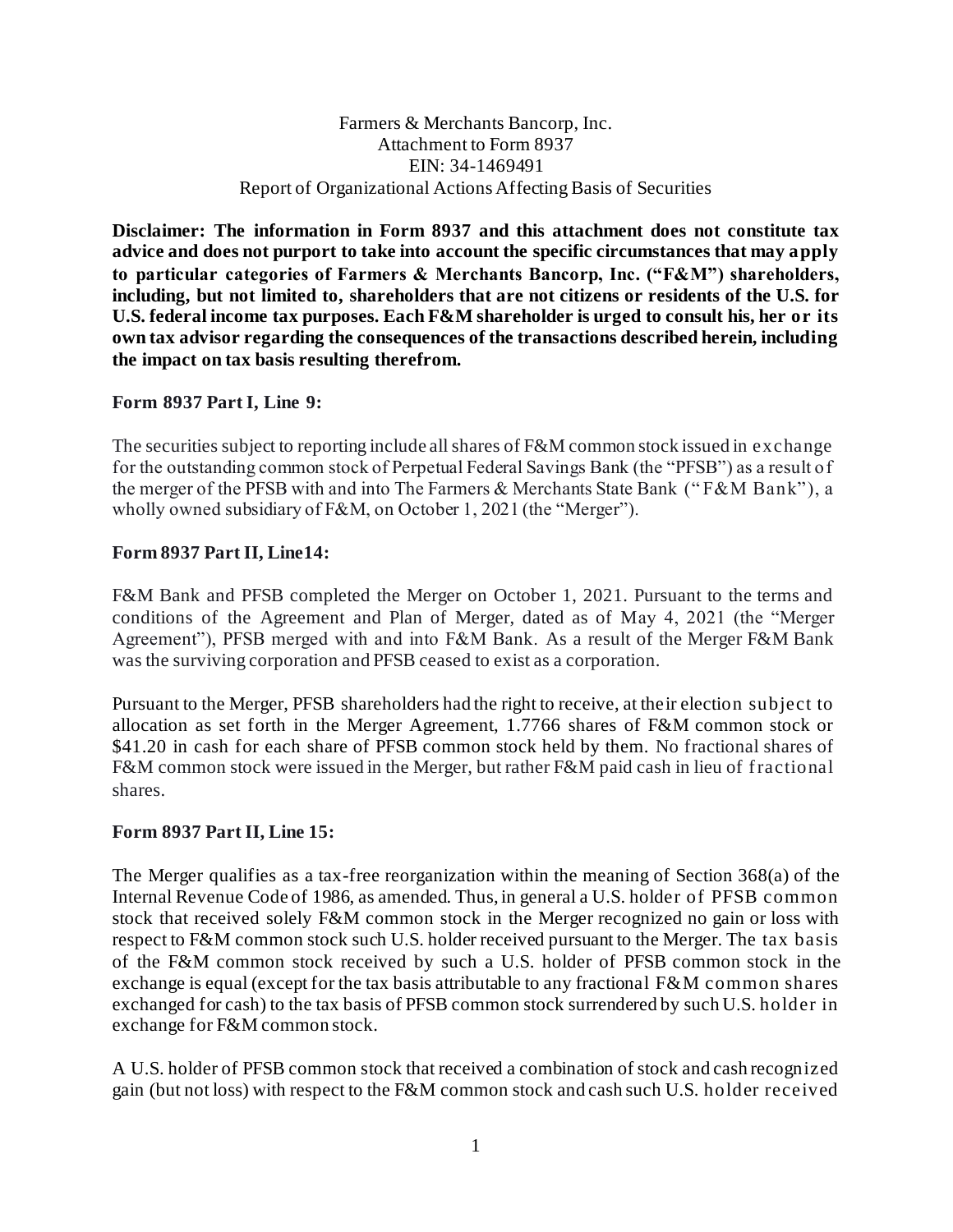Farmers & Merchants Bancorp, Inc.
Attachment to Form 8937
EIN: 34-1469491
Report of Organizational Actions Affecting Basis of Securities

**Disclaimer: The information in Form 8937 and this attachment does not constitute tax advice and does not purport to take into account the specific circumstances that may apply to particular categories of Farmers & Merchants Bancorp, Inc. ("F&M") shareholders, including, but not limited to, shareholders that are not citizens or residents of the U.S. for U.S. federal income tax purposes. Each F&M shareholder is urged to consult his, her or its own tax advisor regarding the consequences of the transactions described herein, including the impact on tax basis resulting therefrom.**

**Form 8937 Part I, Line 9:**

The securities subject to reporting include all shares of F&M common stock issued in exchange for the outstanding common stock of Perpetual Federal Savings Bank (the "PFSB") as a result of the merger of the PFSB with and into The Farmers & Merchants State Bank ("F&M Bank"), a wholly owned subsidiary of F&M, on October 1, 2021 (the "Merger").

**Form 8937 Part II, Line14:**

F&M Bank and PFSB completed the Merger on October 1, 2021. Pursuant to the terms and conditions of the Agreement and Plan of Merger, dated as of May 4, 2021 (the "Merger Agreement"), PFSB merged with and into F&M Bank. As a result of the Merger F&M Bank was the surviving corporation and PFSB ceased to exist as a corporation.

Pursuant to the Merger, PFSB shareholders had the right to receive, at their election subject to allocation as set forth in the Merger Agreement, 1.7766 shares of F&M common stock or $41.20 in cash for each share of PFSB common stock held by them. No fractional shares of F&M common stock were issued in the Merger, but rather F&M paid cash in lieu of fractional shares.

**Form 8937 Part II, Line 15:**

The Merger qualifies as a tax-free reorganization within the meaning of Section 368(a) of the Internal Revenue Code of 1986, as amended. Thus, in general a U.S. holder of PFSB common stock that received solely F&M common stock in the Merger recognized no gain or loss with respect to F&M common stock such U.S. holder received pursuant to the Merger. The tax basis of the F&M common stock received by such a U.S. holder of PFSB common stock in the exchange is equal (except for the tax basis attributable to any fractional F&M common shares exchanged for cash) to the tax basis of PFSB common stock surrendered by such U.S. holder in exchange for F&M common stock.

A U.S. holder of PFSB common stock that received a combination of stock and cash recognized gain (but not loss) with respect to the F&M common stock and cash such U.S. holder received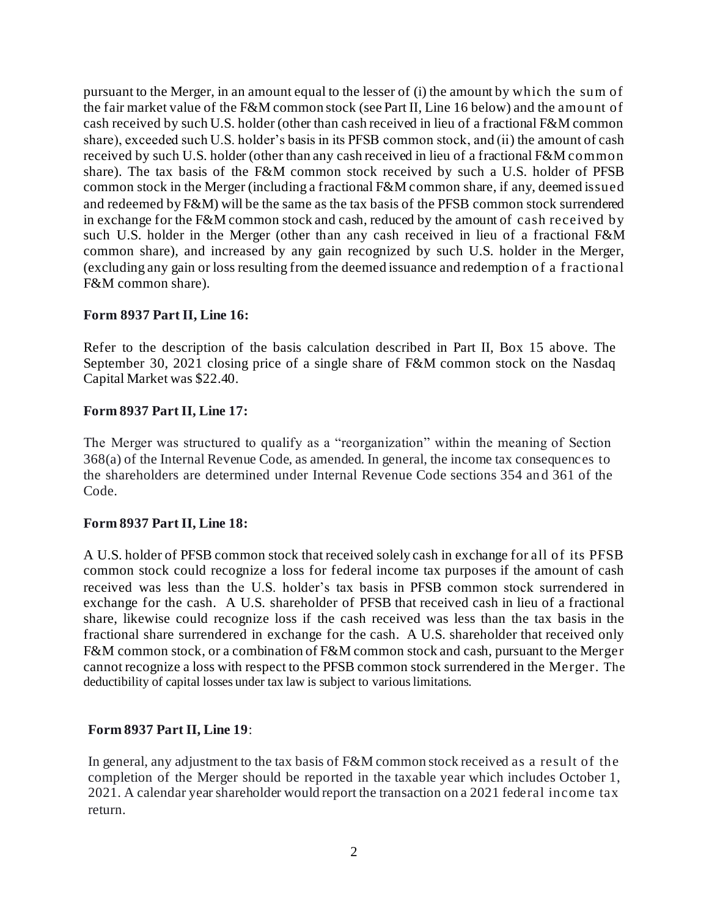pursuant to the Merger, in an amount equal to the lesser of (i) the amount by which the sum of the fair market value of the F&M common stock (see Part II, Line 16 below) and the amount of cash received by such U.S. holder (other than cash received in lieu of a fractional F&M common share), exceeded such U.S. holder's basis in its PFSB common stock, and (ii) the amount of cash received by such U.S. holder (other than any cash received in lieu of a fractional F&M common share). The tax basis of the F&M common stock received by such a U.S. holder of PFSB common stock in the Merger (including a fractional F&M common share, if any, deemed issued and redeemed by F&M) will be the same as the tax basis of the PFSB common stock surrendered in exchange for the F&M common stock and cash, reduced by the amount of cash received by such U.S. holder in the Merger (other than any cash received in lieu of a fractional F&M common share), and increased by any gain recognized by such U.S. holder in the Merger, (excluding any gain or loss resulting from the deemed issuance and redemption of a fractional F&M common share).

**Form 8937 Part II, Line 16:**

Refer to the description of the basis calculation described in Part II, Box 15 above. The September 30, 2021 closing price of a single share of F&M common stock on the Nasdaq Capital Market was $22.40.

**Form 8937 Part II, Line 17:**

The Merger was structured to qualify as a "reorganization" within the meaning of Section 368(a) of the Internal Revenue Code, as amended. In general, the income tax consequences to the shareholders are determined under Internal Revenue Code sections 354 and 361 of the Code.

**Form 8937 Part II, Line 18:**

A U.S. holder of PFSB common stock that received solely cash in exchange for all of its PFSB common stock could recognize a loss for federal income tax purposes if the amount of cash received was less than the U.S. holder's tax basis in PFSB common stock surrendered in exchange for the cash. A U.S. shareholder of PFSB that received cash in lieu of a fractional share, likewise could recognize loss if the cash received was less than the tax basis in the fractional share surrendered in exchange for the cash. A U.S. shareholder that received only F&M common stock, or a combination of F&M common stock and cash, pursuant to the Merger cannot recognize a loss with respect to the PFSB common stock surrendered in the Merger. The deductibility of capital losses under tax law is subject to various limitations.

**Form 8937 Part II, Line 19**:

In general, any adjustment to the tax basis of F&M common stock received as a result of the completion of the Merger should be reported in the taxable year which includes October 1, 2021. A calendar year shareholder would report the transaction on a 2021 federal income tax return.